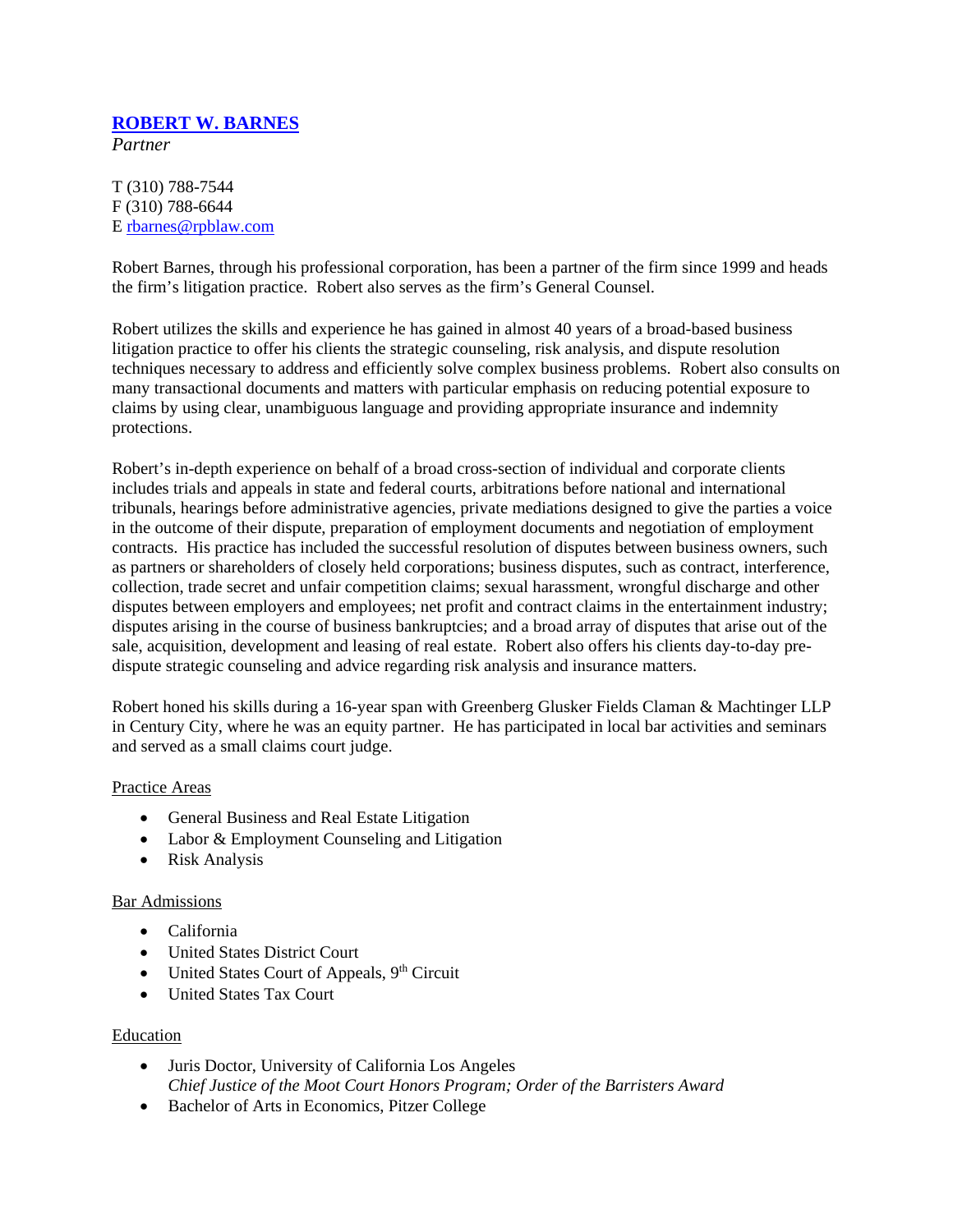## ROBERT W. BARNES

*Partner*

T (310) 788-7544
F (310) 788-6644
E rbarnes@rpblaw.com

Robert Barnes, through his professional corporation, has been a partner of the firm since 1999 and heads the firm's litigation practice. Robert also serves as the firm's General Counsel.

Robert utilizes the skills and experience he has gained in almost 40 years of a broad-based business litigation practice to offer his clients the strategic counseling, risk analysis, and dispute resolution techniques necessary to address and efficiently solve complex business problems. Robert also consults on many transactional documents and matters with particular emphasis on reducing potential exposure to claims by using clear, unambiguous language and providing appropriate insurance and indemnity protections.

Robert's in-depth experience on behalf of a broad cross-section of individual and corporate clients includes trials and appeals in state and federal courts, arbitrations before national and international tribunals, hearings before administrative agencies, private mediations designed to give the parties a voice in the outcome of their dispute, preparation of employment documents and negotiation of employment contracts. His practice has included the successful resolution of disputes between business owners, such as partners or shareholders of closely held corporations; business disputes, such as contract, interference, collection, trade secret and unfair competition claims; sexual harassment, wrongful discharge and other disputes between employers and employees; net profit and contract claims in the entertainment industry; disputes arising in the course of business bankruptcies; and a broad array of disputes that arise out of the sale, acquisition, development and leasing of real estate. Robert also offers his clients day-to-day pre-dispute strategic counseling and advice regarding risk analysis and insurance matters.

Robert honed his skills during a 16-year span with Greenberg Glusker Fields Claman & Machtinger LLP in Century City, where he was an equity partner. He has participated in local bar activities and seminars and served as a small claims court judge.

### Practice Areas

- General Business and Real Estate Litigation
- Labor & Employment Counseling and Litigation
- Risk Analysis

### Bar Admissions

- California
- United States District Court
- United States Court of Appeals, 9th Circuit
- United States Tax Court

### Education

- Juris Doctor, University of California Los Angeles
  *Chief Justice of the Moot Court Honors Program; Order of the Barristers Award*
- Bachelor of Arts in Economics, Pitzer College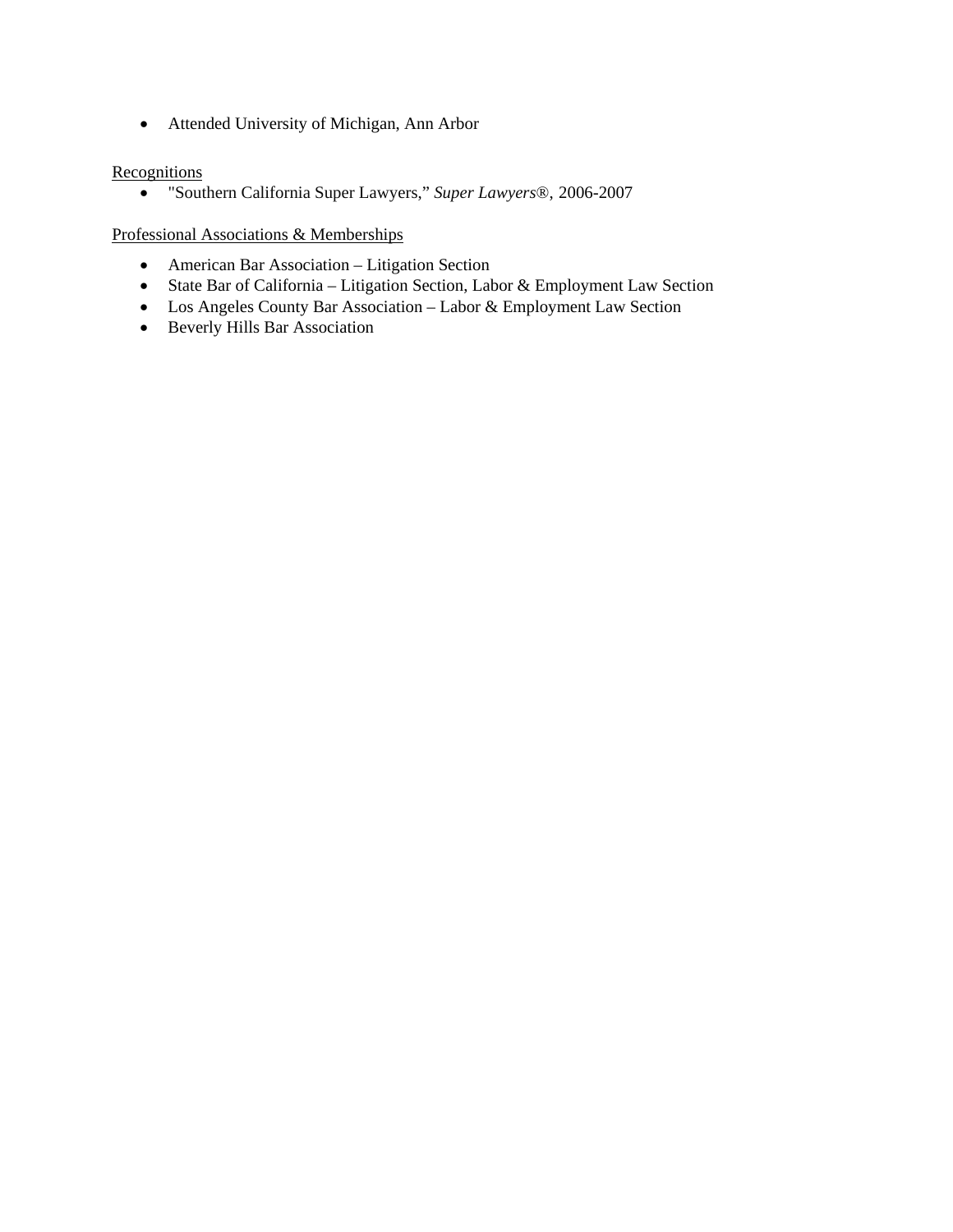- Attended University of Michigan, Ann Arbor

Recognitions

- "Southern California Super Lawyers," *Super Lawyers®*, 2006-2007

Professional Associations & Memberships

- American Bar Association – Litigation Section
- State Bar of California – Litigation Section, Labor & Employment Law Section
- Los Angeles County Bar Association – Labor & Employment Law Section
- Beverly Hills Bar Association